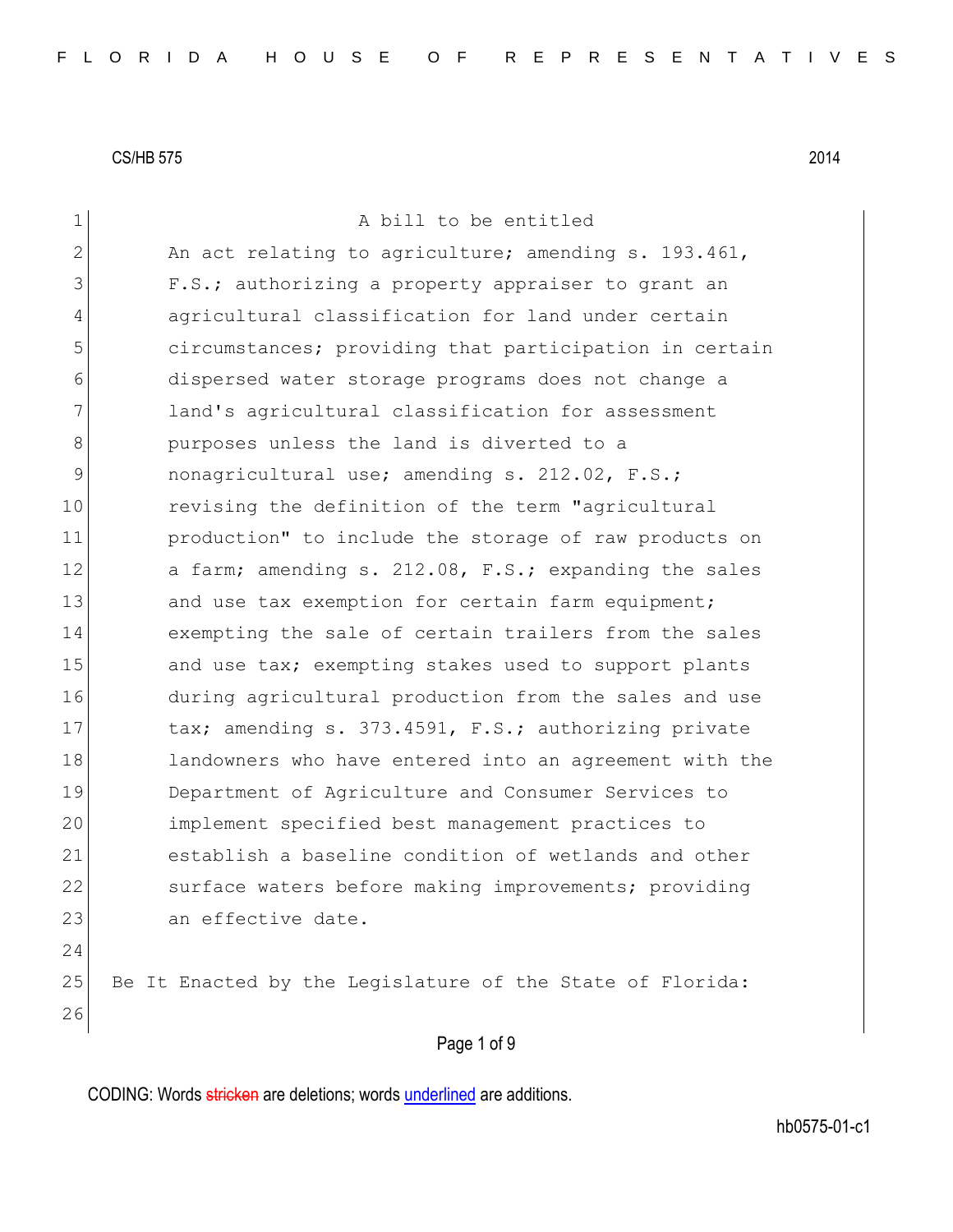CS/HB 575 2014

A bill to be entitled

An act relating to agriculture; amending s. 193.461, F.S.; authorizing a property appraiser to grant an agricultural classification for land under certain circumstances; providing that participation in certain dispersed water storage programs does not change a land's agricultural classification for assessment purposes unless the land is diverted to a nonagricultural use; amending s. 212.02, F.S.; revising the definition of the term "agricultural production" to include the storage of raw products on a farm; amending s. 212.08, F.S.; expanding the sales and use tax exemption for certain farm equipment; exempting the sale of certain trailers from the sales and use tax; exempting stakes used to support plants during agricultural production from the sales and use tax; amending s. 373.4591, F.S.; authorizing private landowners who have entered into an agreement with the Department of Agriculture and Consumer Services to implement specified best management practices to establish a baseline condition of wetlands and other surface waters before making improvements; providing an effective date.

Be It Enacted by the Legislature of the State of Florida:

CODING: Words stricken are deletions; words underlined are additions.

hb0575-01-c1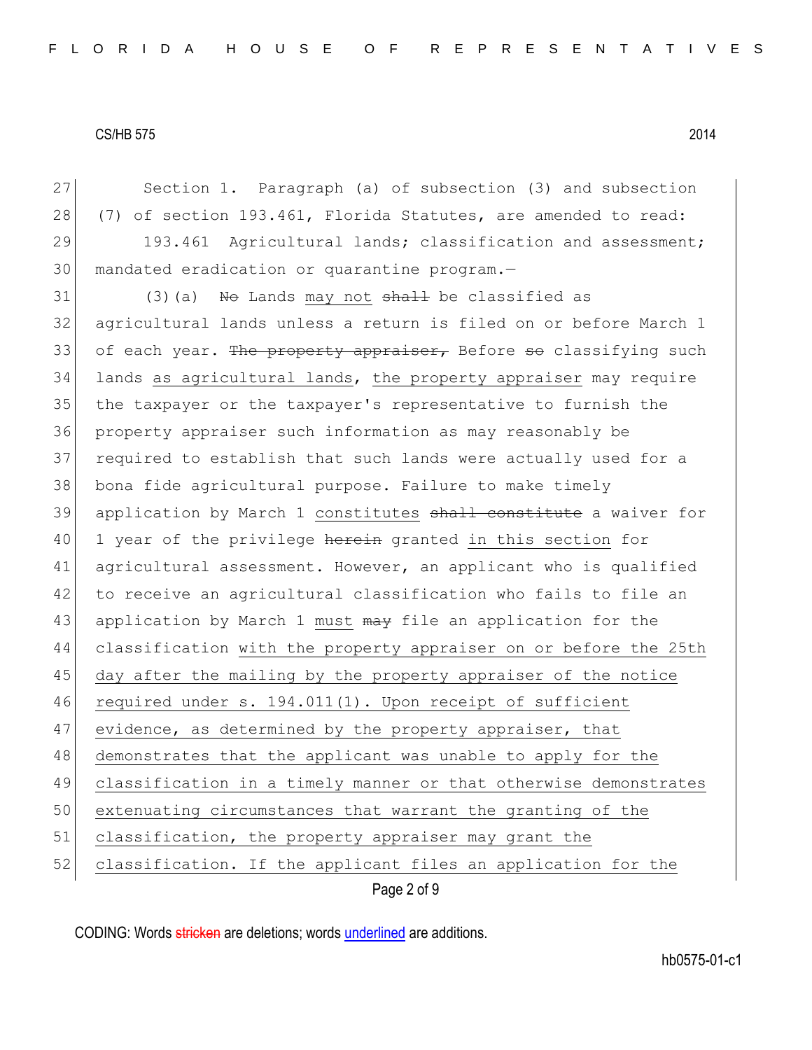Section 1. Paragraph (a) of subsection (3) and subsection (7) of section 193.461, Florida Statutes, are amended to read:

193.461 Agricultural lands; classification and assessment; mandated eradication or quarantine program.—

(3)(a) ~~No~~ Lands may not ~~shall~~ be classified as agricultural lands unless a return is filed on or before March 1 of each year. ~~The property appraiser,~~ Before ~~so~~ classifying such lands as agricultural lands, the property appraiser may require the taxpayer or the taxpayer's representative to furnish the property appraiser such information as may reasonably be required to establish that such lands were actually used for a bona fide agricultural purpose. Failure to make timely application by March 1 constitutes ~~shall constitute~~ a waiver for 1 year of the privilege ~~herein~~ granted in this section for agricultural assessment. However, an applicant who is qualified to receive an agricultural classification who fails to file an application by March 1 must ~~may~~ file an application for the classification with the property appraiser on or before the 25th day after the mailing by the property appraiser of the notice required under s. 194.011(1). Upon receipt of sufficient evidence, as determined by the property appraiser, that demonstrates that the applicant was unable to apply for the classification in a timely manner or that otherwise demonstrates extenuating circumstances that warrant the granting of the classification, the property appraiser may grant the classification. If the applicant files an application for the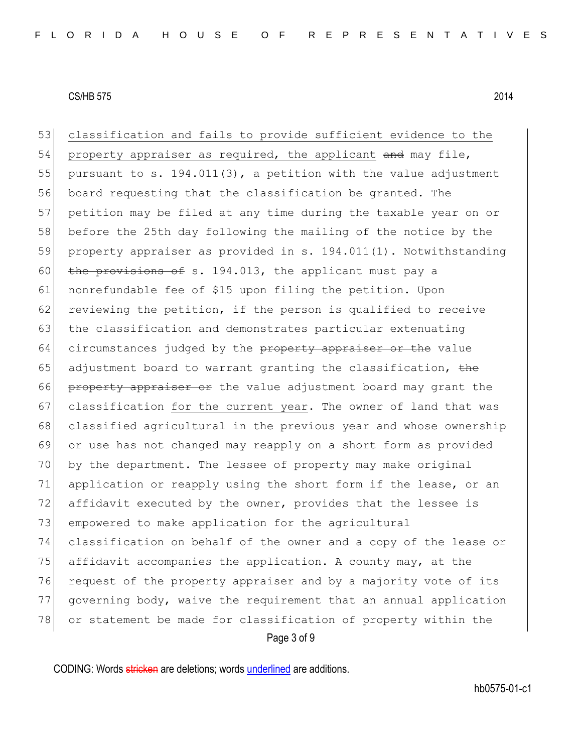<u>classification and fails to provide sufficient evidence to the property appraiser as required, the applicant</u> ~~and~~ may file, pursuant to s. 194.011(3), a petition with the value adjustment board requesting that the classification be granted. The petition may be filed at any time during the taxable year on or before the 25th day following the mailing of the notice by the property appraiser as provided in s. 194.011(1). Notwithstanding ~~the provisions of~~ s. 194.013, the applicant must pay a nonrefundable fee of $15 upon filing the petition. Upon reviewing the petition, if the person is qualified to receive the classification and demonstrates particular extenuating circumstances judged by the ~~property appraiser or the~~ value adjustment board to warrant granting the classification, ~~the property appraiser or~~ the value adjustment board may grant the classification <u>for the current year</u>. The owner of land that was classified agricultural in the previous year and whose ownership or use has not changed may reapply on a short form as provided by the department. The lessee of property may make original application or reapply using the short form if the lease, or an affidavit executed by the owner, provides that the lessee is empowered to make application for the agricultural classification on behalf of the owner and a copy of the lease or affidavit accompanies the application. A county may, at the request of the property appraiser and by a majority vote of its governing body, waive the requirement that an annual application or statement be made for classification of property within the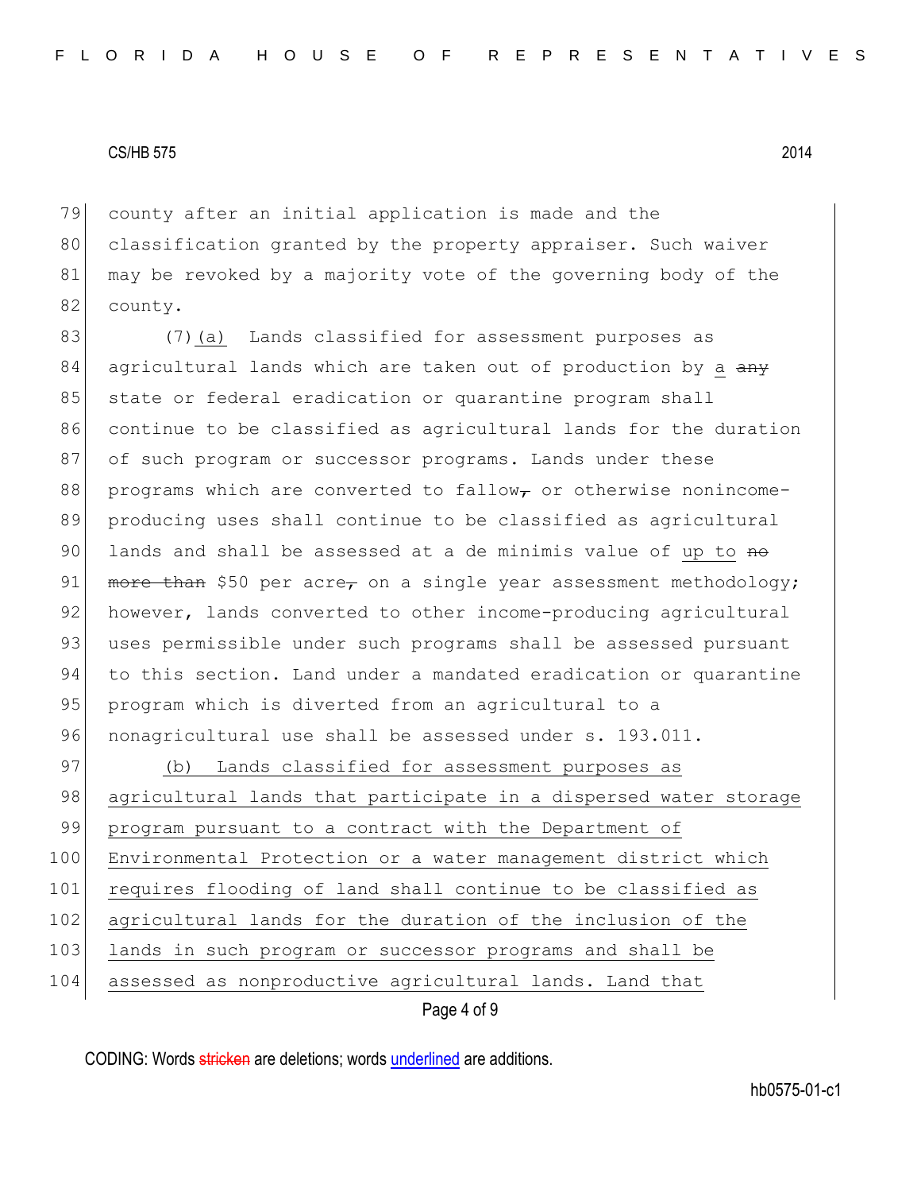county after an initial application is made and the classification granted by the property appraiser. Such waiver may be revoked by a majority vote of the governing body of the county.

(7)(a) Lands classified for assessment purposes as agricultural lands which are taken out of production by a ~~any~~ state or federal eradication or quarantine program shall continue to be classified as agricultural lands for the duration of such program or successor programs. Lands under these programs which are converted to fallow~~,~~ or otherwise nonincome-producing uses shall continue to be classified as agricultural lands and shall be assessed at a de minimis value of up to ~~no more than~~ \$50 per acre~~,~~ on a single year assessment methodology; however, lands converted to other income-producing agricultural uses permissible under such programs shall be assessed pursuant to this section. Land under a mandated eradication or quarantine program which is diverted from an agricultural to a nonagricultural use shall be assessed under s. 193.011.

(b) Lands classified for assessment purposes as agricultural lands that participate in a dispersed water storage program pursuant to a contract with the Department of Environmental Protection or a water management district which requires flooding of land shall continue to be classified as agricultural lands for the duration of the inclusion of the lands in such program or successor programs and shall be assessed as nonproductive agricultural lands. Land that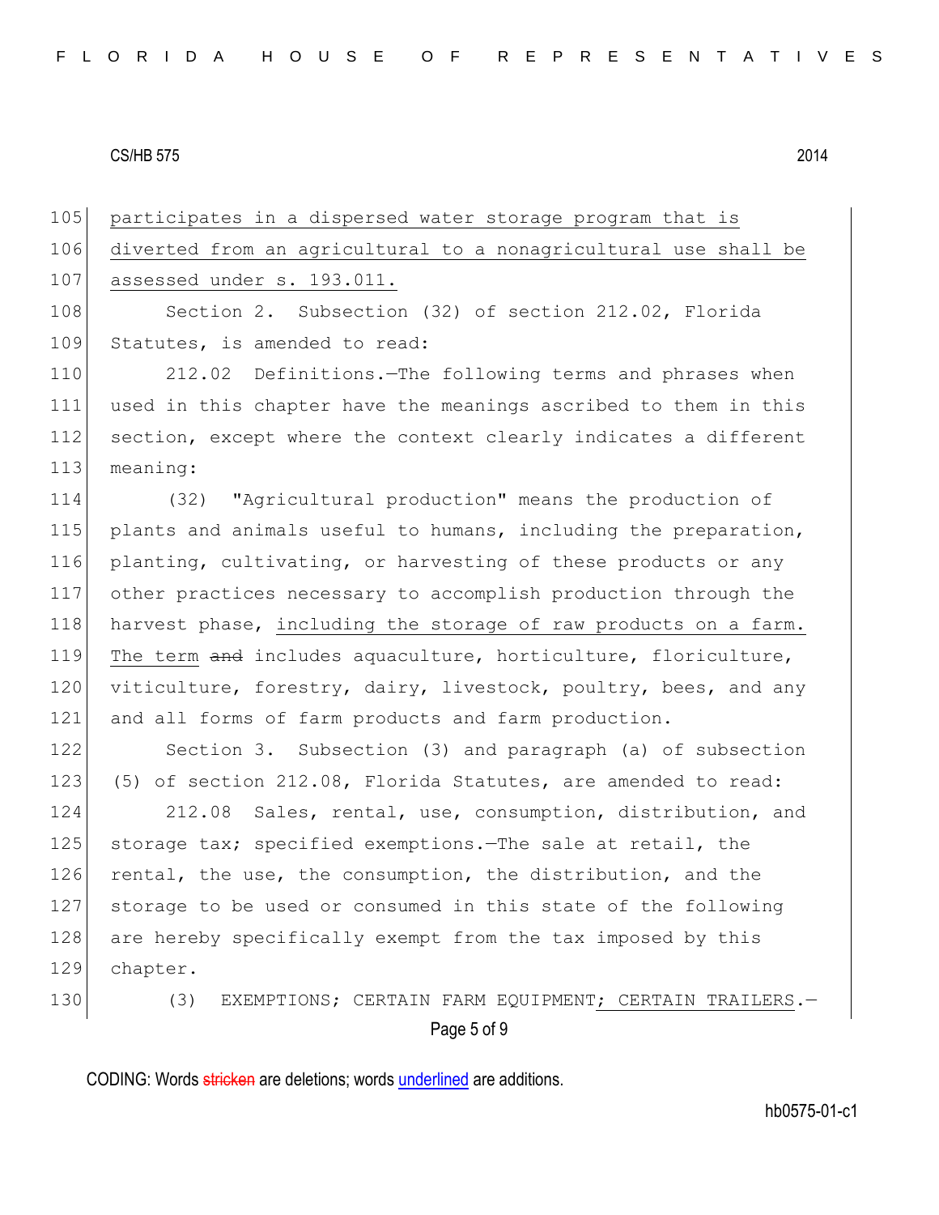participates in a dispersed water storage program that is diverted from an agricultural to a nonagricultural use shall be assessed under s. 193.011.

Section 2. Subsection (32) of section 212.02, Florida Statutes, is amended to read:

212.02 Definitions.—The following terms and phrases when used in this chapter have the meanings ascribed to them in this section, except where the context clearly indicates a different meaning:

(32) "Agricultural production" means the production of plants and animals useful to humans, including the preparation, planting, cultivating, or harvesting of these products or any other practices necessary to accomplish production through the harvest phase, including the storage of raw products on a farm. The term ~~and~~ includes aquaculture, horticulture, floriculture, viticulture, forestry, dairy, livestock, poultry, bees, and any and all forms of farm products and farm production.

Section 3. Subsection (3) and paragraph (a) of subsection (5) of section 212.08, Florida Statutes, are amended to read:

212.08 Sales, rental, use, consumption, distribution, and storage tax; specified exemptions.—The sale at retail, the rental, the use, the consumption, the distribution, and the storage to be used or consumed in this state of the following are hereby specifically exempt from the tax imposed by this chapter.

(3) EXEMPTIONS; CERTAIN FARM EQUIPMENT; CERTAIN TRAILERS.—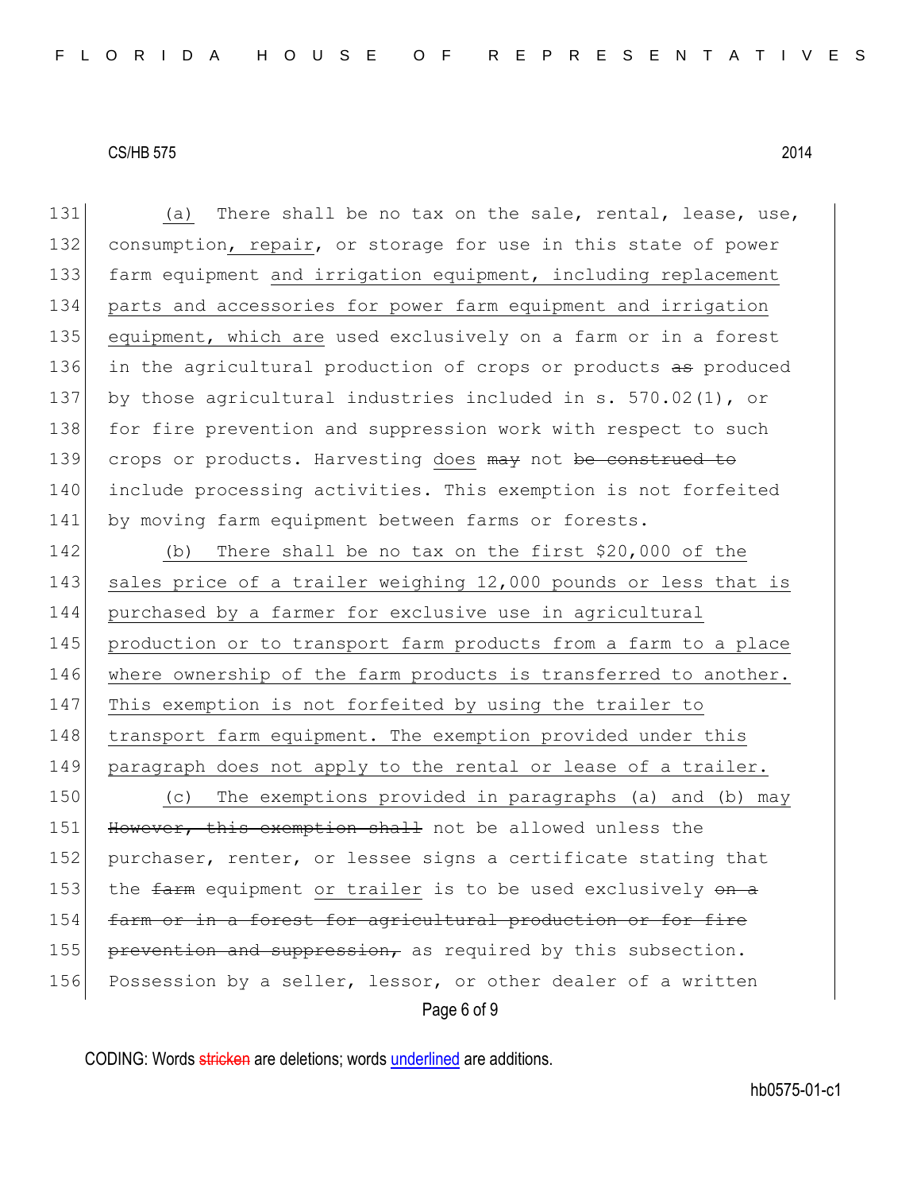131 (a) There shall be no tax on the sale, rental, lease, use,
132 consumption, repair, or storage for use in this state of power
133 farm equipment and irrigation equipment, including replacement
134 parts and accessories for power farm equipment and irrigation
135 equipment, which are used exclusively on a farm or in a forest
136 in the agricultural production of crops or products as produced
137 by those agricultural industries included in s. 570.02(1), or
138 for fire prevention and suppression work with respect to such
139 crops or products. Harvesting does may not be construed to
140 include processing activities. This exemption is not forfeited
141 by moving farm equipment between farms or forests.

142 (b) There shall be no tax on the first $20,000 of the
143 sales price of a trailer weighing 12,000 pounds or less that is
144 purchased by a farmer for exclusive use in agricultural
145 production or to transport farm products from a farm to a place
146 where ownership of the farm products is transferred to another.
147 This exemption is not forfeited by using the trailer to
148 transport farm equipment. The exemption provided under this
149 paragraph does not apply to the rental or lease of a trailer.

150 (c) The exemptions provided in paragraphs (a) and (b) may
151 However, this exemption shall not be allowed unless the
152 purchaser, renter, or lessee signs a certificate stating that
153 the farm equipment or trailer is to be used exclusively on a
154 farm or in a forest for agricultural production or for fire
155 prevention and suppression, as required by this subsection.
156 Possession by a seller, lessor, or other dealer of a written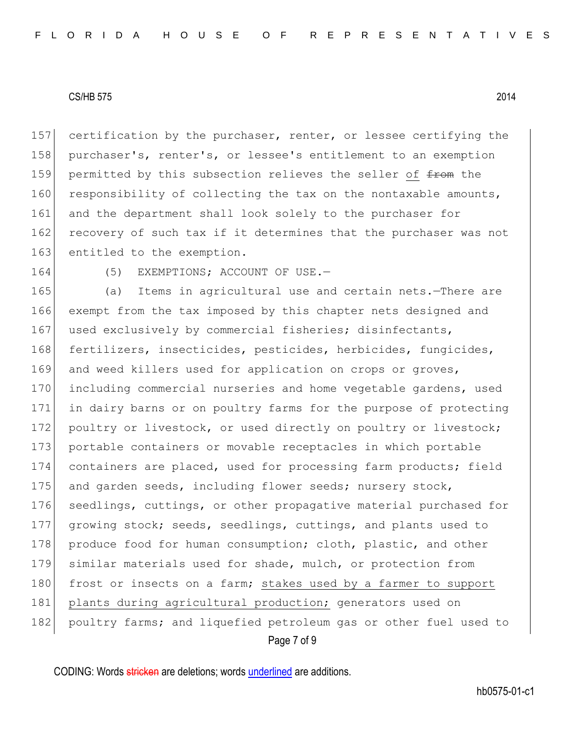certification by the purchaser, renter, or lessee certifying the purchaser's, renter's, or lessee's entitlement to an exemption permitted by this subsection relieves the seller <u>of</u> ~~from~~ the responsibility of collecting the tax on the nontaxable amounts, and the department shall look solely to the purchaser for recovery of such tax if it determines that the purchaser was not entitled to the exemption.

(5) EXEMPTIONS; ACCOUNT OF USE.—

(a) Items in agricultural use and certain nets.—There are exempt from the tax imposed by this chapter nets designed and used exclusively by commercial fisheries; disinfectants, fertilizers, insecticides, pesticides, herbicides, fungicides, and weed killers used for application on crops or groves, including commercial nurseries and home vegetable gardens, used in dairy barns or on poultry farms for the purpose of protecting poultry or livestock, or used directly on poultry or livestock; portable containers or movable receptacles in which portable containers are placed, used for processing farm products; field and garden seeds, including flower seeds; nursery stock, seedlings, cuttings, or other propagative material purchased for growing stock; seeds, seedlings, cuttings, and plants used to produce food for human consumption; cloth, plastic, and other similar materials used for shade, mulch, or protection from frost or insects on a farm; <u>stakes used by a farmer to support plants during agricultural production;</u> generators used on poultry farms; and liquefied petroleum gas or other fuel used to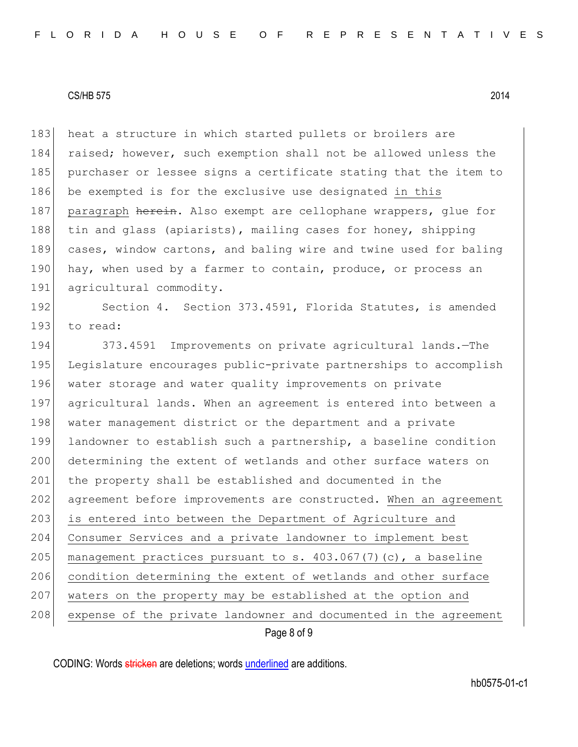heat a structure in which started pullets or broilers are raised; however, such exemption shall not be allowed unless the purchaser or lessee signs a certificate stating that the item to be exempted is for the exclusive use designated in this paragraph ~~herein~~. Also exempt are cellophane wrappers, glue for tin and glass (apiarists), mailing cases for honey, shipping cases, window cartons, and baling wire and twine used for baling hay, when used by a farmer to contain, produce, or process an agricultural commodity.

Section 4. Section 373.4591, Florida Statutes, is amended to read:

373.4591 Improvements on private agricultural lands.—The Legislature encourages public-private partnerships to accomplish water storage and water quality improvements on private agricultural lands. When an agreement is entered into between a water management district or the department and a private landowner to establish such a partnership, a baseline condition determining the extent of wetlands and other surface waters on the property shall be established and documented in the agreement before improvements are constructed. When an agreement is entered into between the Department of Agriculture and Consumer Services and a private landowner to implement best management practices pursuant to s. 403.067(7)(c), a baseline condition determining the extent of wetlands and other surface waters on the property may be established at the option and expense of the private landowner and documented in the agreement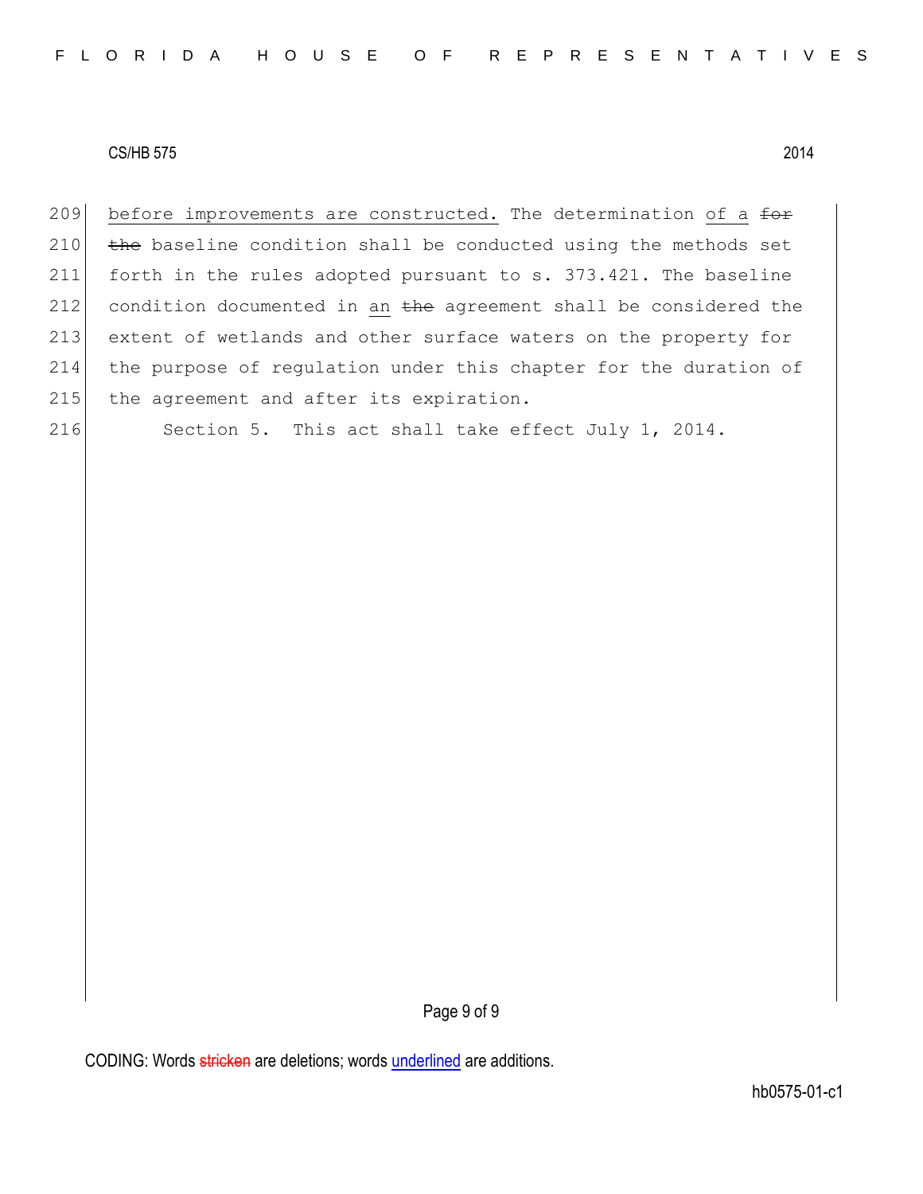209 before improvements are constructed. The determination of a ~~for~~ 210 ~~the~~ baseline condition shall be conducted using the methods set 211 forth in the rules adopted pursuant to s. 373.421. The baseline 212 condition documented in an ~~the~~ agreement shall be considered the 213 extent of wetlands and other surface waters on the property for 214 the purpose of regulation under this chapter for the duration of 215 the agreement and after its expiration.

216 Section 5. This act shall take effect July 1, 2014.

CODING: Words ~~stricken~~ are deletions; words underlined are additions.